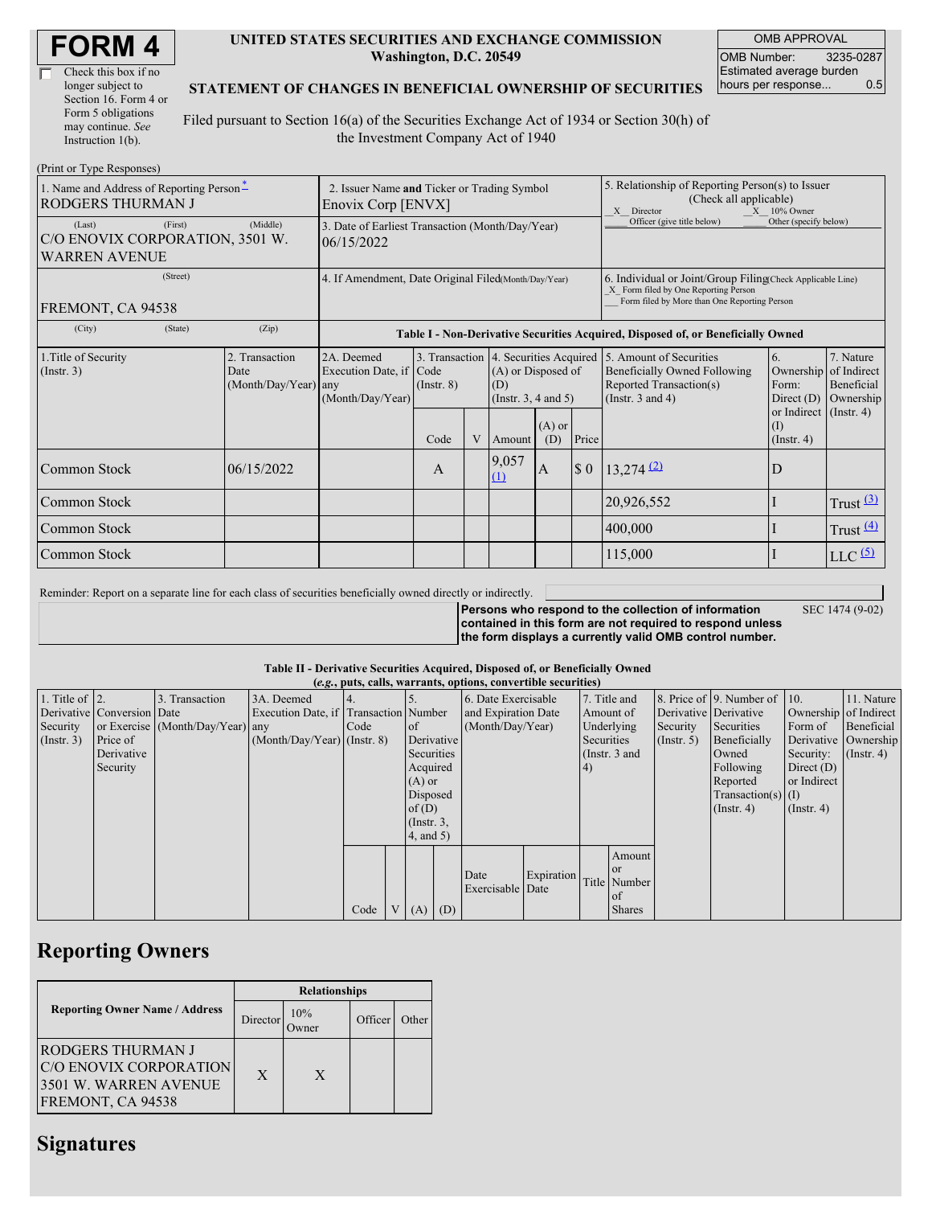# FORM 4

☐ Check this box if no longer subject to Section 16. Form 4 or Form 5 obligations may continue. *See* Instruction 1(b).

**UNITED STATES SECURITIES AND EXCHANGE COMMISSION**
**Washington, D.C. 20549**

**STATEMENT OF CHANGES IN BENEFICIAL OWNERSHIP OF SECURITIES**

Filed pursuant to Section 16(a) of the Securities Exchange Act of 1934 or Section 30(h) of the Investment Company Act of 1940

| OMB APPROVAL | |
|---|---|
| OMB Number: | 3235-0287 |
| Estimated average burden hours per response... | 0.5 |

(Print or Type Responses)

| 1. Name and Address of Reporting Person* | 2. Issuer Name and Ticker or Trading Symbol | 5. Relationship of Reporting Person(s) to Issuer (Check all applicable) |
|---|---|---|
| RODGERS THURMAN J | Enovix Corp [ENVX] | X Director; X 10% Owner; ___ Officer (give title below); ___ Other (specify below) |
| (Last) (First) (Middle) C/O ENOVIX CORPORATION, 3501 W. WARREN AVENUE | 3. Date of Earliest Transaction (Month/Day/Year) 06/15/2022 | |
| (Street) FREMONT, CA 94538 | 4. If Amendment, Date Original Filed (Month/Day/Year) | 6. Individual or Joint/Group Filing (Check Applicable Line) X Form filed by One Reporting Person; ___ Form filed by More than One Reporting Person |
| (City) (State) (Zip) | | |

**Table I - Non-Derivative Securities Acquired, Disposed of, or Beneficially Owned**

| 1.Title of Security (Instr. 3) | 2. Transaction Date (Month/Day/Year) | 2A. Deemed Execution Date, if any (Month/Day/Year) | 3. Transaction Code (Instr. 8) Code | V | 4. Securities Acquired (A) or Disposed of (D) (Instr. 3, 4 and 5) Amount | (A) or (D) | Price | 5. Amount of Securities Beneficially Owned Following Reported Transaction(s) (Instr. 3 and 4) | 6. Ownership Form: Direct (D) or Indirect (I) (Instr. 4) | 7. Nature of Indirect Beneficial Ownership (Instr. 4) |
|---|---|---|---|---|---|---|---|---|---|---|
| Common Stock | 06/15/2022 | | A | | 9,057 (1) | A | $ 0 | 13,274 (2) | D | |
| Common Stock | | | | | | | | 20,926,552 | I | Trust (3) |
| Common Stock | | | | | | | | 400,000 | I | Trust (4) |
| Common Stock | | | | | | | | 115,000 | I | LLC (5) |

Reminder: Report on a separate line for each class of securities beneficially owned directly or indirectly.

**Persons who respond to the collection of information contained in this form are not required to respond unless the form displays a currently valid OMB control number.** SEC 1474 (9-02)

**Table II - Derivative Securities Acquired, Disposed of, or Beneficially Owned**
***(e.g., puts, calls, warrants, options, convertible securities)***

| 1. Title of Derivative Security (Instr. 3) | 2. Conversion or Exercise Price of Derivative Security | 3. Transaction Date (Month/Day/Year) | 3A. Deemed Execution Date, if any (Month/Day/Year) | 4. Transaction Code (Instr. 8) Code | V | 5. Number of Derivative Securities Acquired (A) or Disposed of (D) (Instr. 3, 4, and 5) (A) | (D) | 6. Date Exercisable and Expiration Date (Month/Day/Year) Date Exercisable | Expiration Date | 7. Title and Amount of Underlying Securities (Instr. 3 and 4) Title | Amount or Number of Shares | 8. Price of Derivative Security (Instr. 5) | 9. Number of Derivative Securities Beneficially Owned Following Reported Transaction(s) (Instr. 4) | 10. Ownership Form of Derivative Security: Direct (D) or Indirect (I) (Instr. 4) | 11. Nature of Indirect Beneficial Ownership (Instr. 4) |
|---|---|---|---|---|---|---|---|---|---|---|---|---|---|---|---|

## Reporting Owners

| Reporting Owner Name / Address | Director | 10% Owner | Officer | Other |
|---|---|---|---|---|
| RODGERS THURMAN J C/O ENOVIX CORPORATION 3501 W. WARREN AVENUE FREMONT, CA 94538 | X | X | | |

## Signatures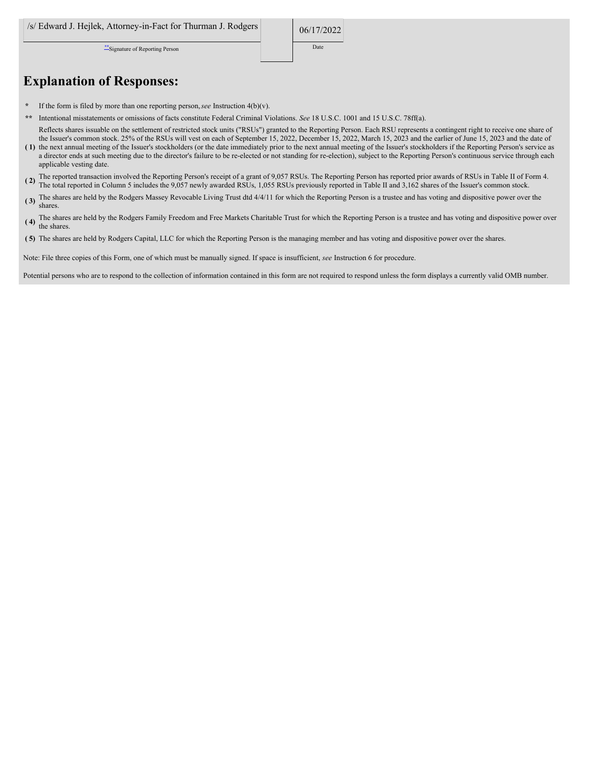| /s/ Edward J. Hejlek, Attorney-in-Fact for Thurman J. Rodgers | | 06/17/2022 |
| --- | --- | --- |
| ** Signature of Reporting Person | | Date |

## Explanation of Responses:

- \* If the form is filed by more than one reporting person, *see* Instruction 4(b)(v).
- \*\* Intentional misstatements or omissions of facts constitute Federal Criminal Violations. *See* 18 U.S.C. 1001 and 15 U.S.C. 78ff(a).
- ( 1) Reflects shares issuable on the settlement of restricted stock units ("RSUs") granted to the Reporting Person. Each RSU represents a contingent right to receive one share of the Issuer's common stock. 25% of the RSUs will vest on each of September 15, 2022, December 15, 2022, March 15, 2023 and the earlier of June 15, 2023 and the date of the next annual meeting of the Issuer's stockholders (or the date immediately prior to the next annual meeting of the Issuer's stockholders if the Reporting Person's service as a director ends at such meeting due to the director's failure to be re-elected or not standing for re-election), subject to the Reporting Person's continuous service through each applicable vesting date.
- ( 2) The reported transaction involved the Reporting Person's receipt of a grant of 9,057 RSUs. The Reporting Person has reported prior awards of RSUs in Table II of Form 4. The total reported in Column 5 includes the 9,057 newly awarded RSUs, 1,055 RSUs previously reported in Table II and 3,162 shares of the Issuer's common stock.
- ( 3) The shares are held by the Rodgers Massey Revocable Living Trust dtd 4/4/11 for which the Reporting Person is a trustee and has voting and dispositive power over the shares.
- ( 4) The shares are held by the Rodgers Family Freedom and Free Markets Charitable Trust for which the Reporting Person is a trustee and has voting and dispositive power over the shares.
- ( 5) The shares are held by Rodgers Capital, LLC for which the Reporting Person is the managing member and has voting and dispositive power over the shares.

Note: File three copies of this Form, one of which must be manually signed. If space is insufficient, *see* Instruction 6 for procedure.

Potential persons who are to respond to the collection of information contained in this form are not required to respond unless the form displays a currently valid OMB number.